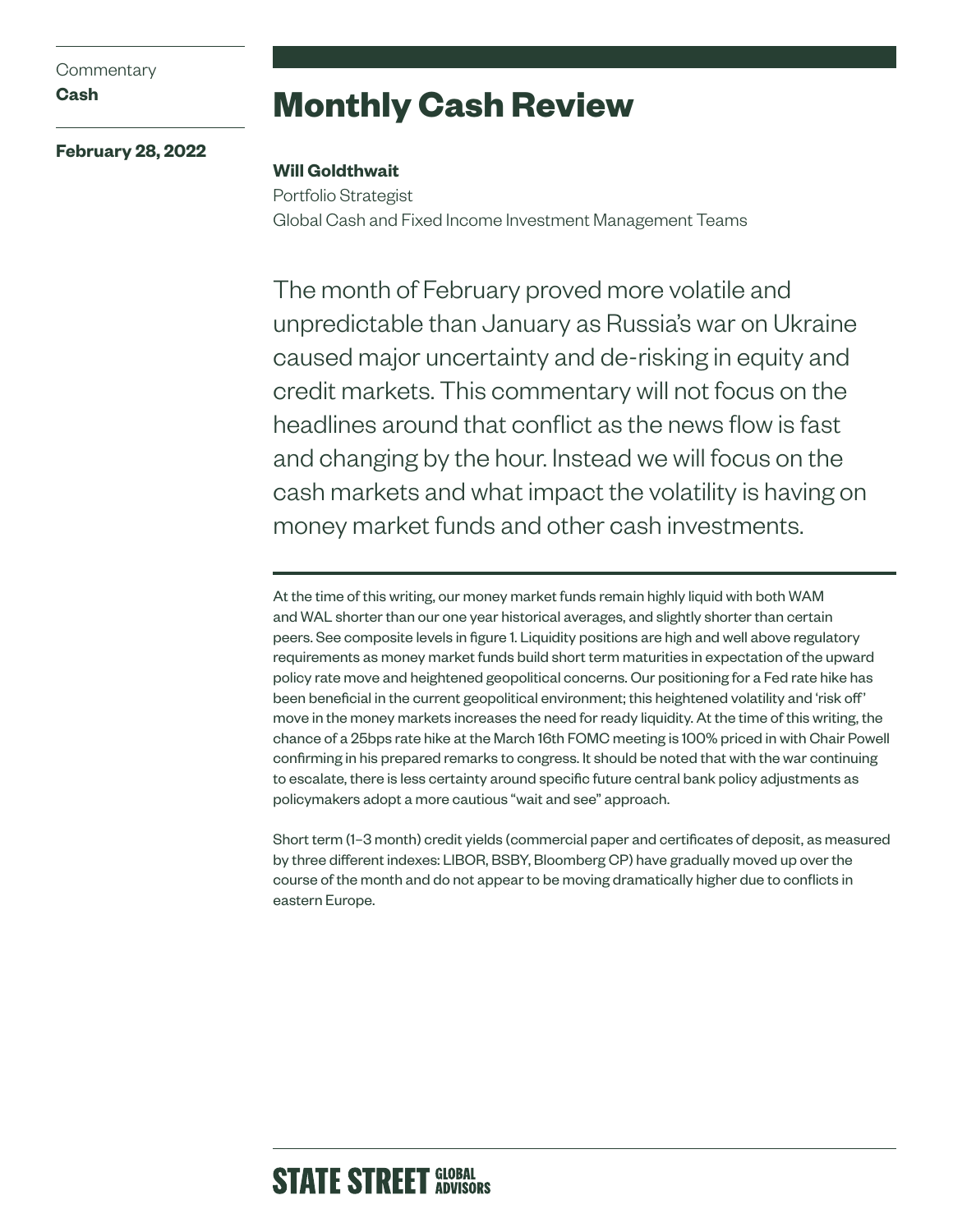Commentary

**Cash**

**February 28, 2022**

# Monthly Cash Review

**Will Goldthwait**
Portfolio Strategist
Global Cash and Fixed Income Investment Management Teams

The month of February proved more volatile and unpredictable than January as Russia's war on Ukraine caused major uncertainty and de-risking in equity and credit markets. This commentary will not focus on the headlines around that conflict as the news flow is fast and changing by the hour. Instead we will focus on the cash markets and what impact the volatility is having on money market funds and other cash investments.

At the time of this writing, our money market funds remain highly liquid with both WAM and WAL shorter than our one year historical averages, and slightly shorter than certain peers. See composite levels in figure 1. Liquidity positions are high and well above regulatory requirements as money market funds build short term maturities in expectation of the upward policy rate move and heightened geopolitical concerns. Our positioning for a Fed rate hike has been beneficial in the current geopolitical environment; this heightened volatility and 'risk off' move in the money markets increases the need for ready liquidity. At the time of this writing, the chance of a 25bps rate hike at the March 16th FOMC meeting is 100% priced in with Chair Powell confirming in his prepared remarks to congress. It should be noted that with the war continuing to escalate, there is less certainty around specific future central bank policy adjustments as policymakers adopt a more cautious "wait and see" approach.

Short term (1–3 month) credit yields (commercial paper and certificates of deposit, as measured by three different indexes: LIBOR, BSBY, Bloomberg CP) have gradually moved up over the course of the month and do not appear to be moving dramatically higher due to conflicts in eastern Europe.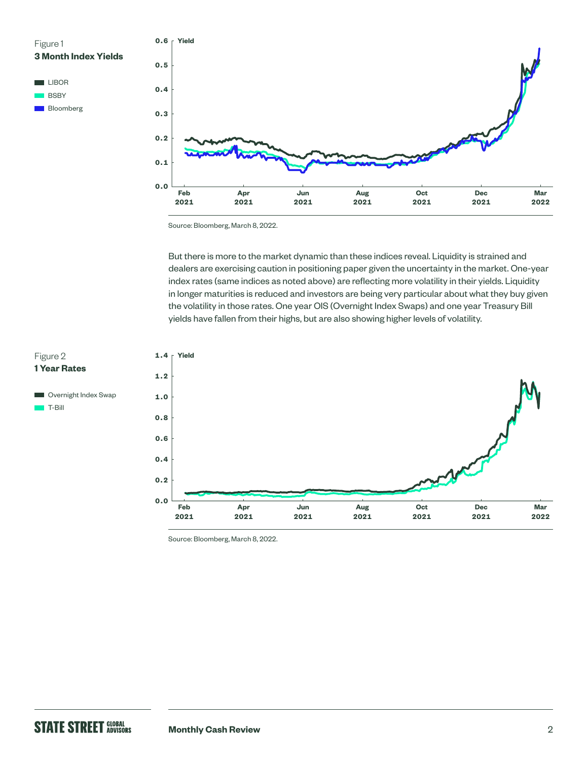Figure 1
**3 Month Index Yields**

LIBOR
BSBY
Bloomberg

Yield
0.6
0.5
0.4
0.3
0.2
0.1
0.0

Feb 2021
Apr 2021
Jun 2021
Aug 2021
Oct 2021
Dec 2021
Mar 2022

Source: Bloomberg, March 8, 2022.

But there is more to the market dynamic than these indices reveal. Liquidity is strained and dealers are exercising caution in positioning paper given the uncertainty in the market. One-year index rates (same indices as noted above) are reflecting more volatility in their yields. Liquidity in longer maturities is reduced and investors are being very particular about what they buy given the volatility in those rates. One year OIS (Overnight Index Swaps) and one year Treasury Bill yields have fallen from their highs, but are also showing higher levels of volatility.

Figure 2
**1 Year Rates**

Overnight Index Swap
T-Bill

Yield
1.4
1.2
1.0
0.8
0.6
0.4
0.2
0.0

Feb 2021
Apr 2021
Jun 2021
Aug 2021
Oct 2021
Dec 2021
Mar 2022

Source: Bloomberg, March 8, 2022.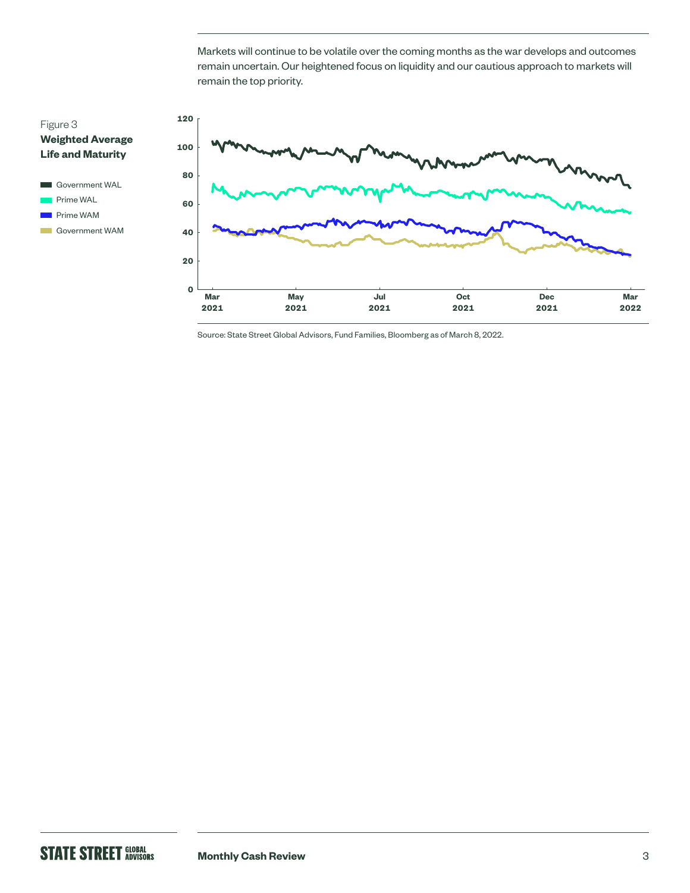Markets will continue to be volatile over the coming months as the war develops and outcomes remain uncertain. Our heightened focus on liquidity and our cautious approach to markets will remain the top priority.

Figure 3
**Weighted Average Life and Maturity**

Government WAL
Prime WAL
Prime WAM
Government WAM

120
100
80
60
40
20
0

Mar 2021
May 2021
Jul 2021
Oct 2021
Dec 2021
Mar 2022

Source: State Street Global Advisors, Fund Families, Bloomberg as of March 8, 2022.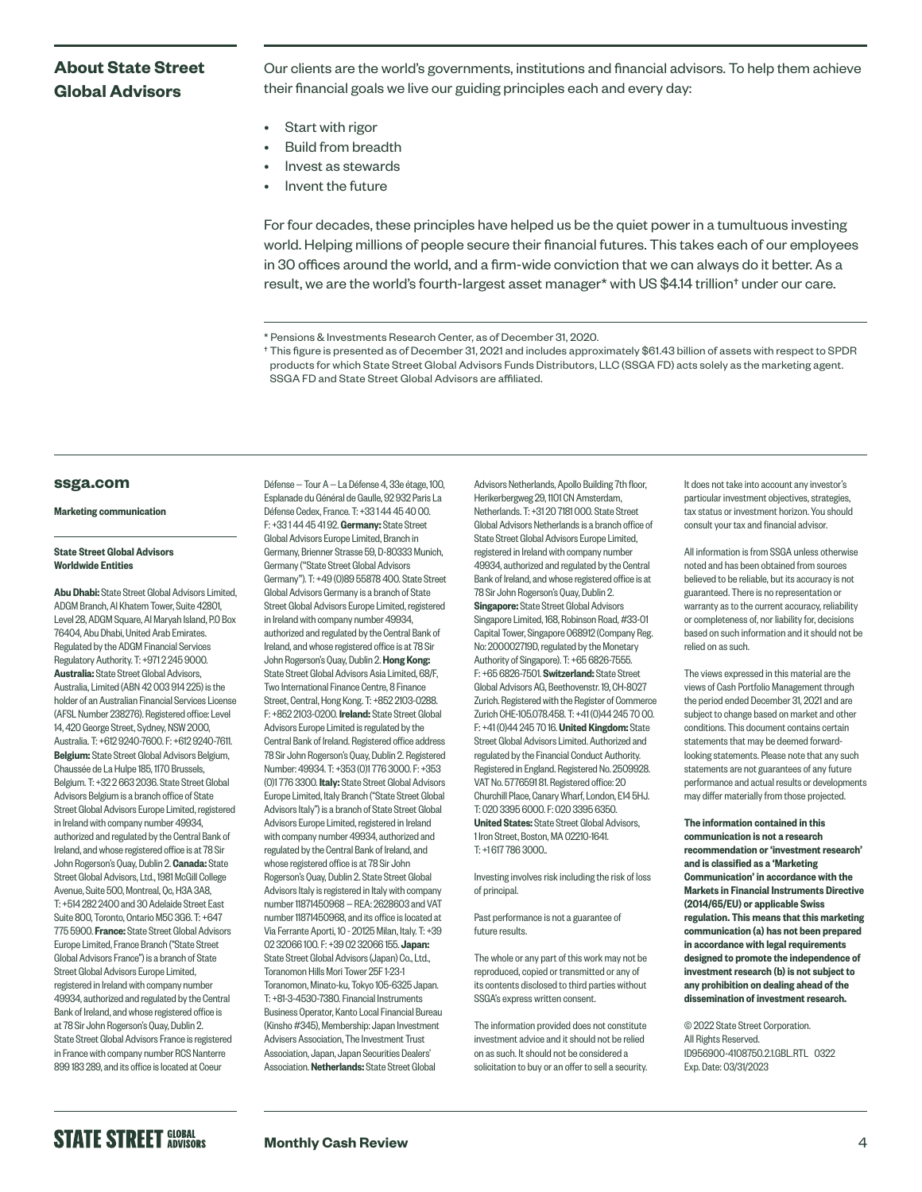## About State Street Global Advisors

Our clients are the world's governments, institutions and financial advisors. To help them achieve their financial goals we live our guiding principles each and every day:

- Start with rigor
- Build from breadth
- Invest as stewards
- Invent the future

For four decades, these principles have helped us be the quiet power in a tumultuous investing world. Helping millions of people secure their financial futures. This takes each of our employees in 30 offices around the world, and a firm-wide conviction that we can always do it better. As a result, we are the world's fourth-largest asset manager* with US $4.14 trillion† under our care.

* Pensions & Investments Research Center, as of December 31, 2020.

† This figure is presented as of December 31, 2021 and includes approximately $61.43 billion of assets with respect to SPDR products for which State Street Global Advisors Funds Distributors, LLC (SSGA FD) acts solely as the marketing agent. SSGA FD and State Street Global Advisors are affiliated.

**ssga.com**

**Marketing communication**

**State Street Global Advisors Worldwide Entities**

**Abu Dhabi:** State Street Global Advisors Limited, ADGM Branch, Al Khatem Tower, Suite 42801, Level 28, ADGM Square, Al Maryah Island, P.O Box 76404, Abu Dhabi, United Arab Emirates. Regulated by the ADGM Financial Services Regulatory Authority. T: +971 2 245 9000. **Australia:** State Street Global Advisors, Australia, Limited (ABN 42 003 914 225) is the holder of an Australian Financial Services License (AFSL Number 238276). Registered office: Level 14, 420 George Street, Sydney, NSW 2000, Australia. T: +612 9240-7600. F: +612 9240-7611. **Belgium:** State Street Global Advisors Belgium, Chaussée de La Hulpe 185, 1170 Brussels, Belgium. T: +32 2 663 2036. State Street Global Advisors Belgium is a branch office of State Street Global Advisors Europe Limited, registered in Ireland with company number 49934, authorized and regulated by the Central Bank of Ireland, and whose registered office is at 78 Sir John Rogerson's Quay, Dublin 2. **Canada:** State Street Global Advisors, Ltd., 1981 McGill College Avenue, Suite 500, Montreal, Qc, H3A 3A8, T: +514 282 2400 and 30 Adelaide Street East Suite 800, Toronto, Ontario M5C 3G6. T: +647 775 5900. **France:** State Street Global Advisors Europe Limited, France Branch ("State Street Global Advisors France") is a branch of State Street Global Advisors Europe Limited, registered in Ireland with company number 49934, authorized and regulated by the Central Bank of Ireland, and whose registered office is at 78 Sir John Rogerson's Quay, Dublin 2. State Street Global Advisors France is registered in France with company number RCS Nanterre 899 183 289, and its office is located at Coeur Défense — Tour A — La Défense 4, 33e étage, 100, Esplanade du Général de Gaulle, 92 932 Paris La Défense Cedex, France. T: +33 1 44 45 40 00. F: +33 1 44 45 41 92. **Germany:** State Street Global Advisors Europe Limited, Branch in Germany, Brienner Strasse 59, D-80333 Munich, Germany ("State Street Global Advisors Germany"). T: +49 (0)89 55878 400. State Street Global Advisors Germany is a branch of State Street Global Advisors Europe Limited, registered in Ireland with company number 49934, authorized and regulated by the Central Bank of Ireland, and whose registered office is at 78 Sir John Rogerson's Quay, Dublin 2. **Hong Kong:** State Street Global Advisors Asia Limited, 68/F, Two International Finance Centre, 8 Finance Street, Central, Hong Kong. T: +852 2103-0288. F: +852 2103-0200. **Ireland:** State Street Global Advisors Europe Limited is regulated by the Central Bank of Ireland. Registered office address 78 Sir John Rogerson's Quay, Dublin 2. Registered Number: 49934. T: +353 (0)1 776 3000. F: +353 (0)1 776 3300. **Italy:** State Street Global Advisors Europe Limited, Italy Branch ("State Street Global Advisors Italy") is a branch of State Street Global Advisors Europe Limited, registered in Ireland with company number 49934, authorized and regulated by the Central Bank of Ireland, and whose registered office is at 78 Sir John Rogerson's Quay, Dublin 2. State Street Global Advisors Italy is registered in Italy with company number 11871450968 — REA: 2628603 and VAT number 11871450968, and its office is located at Via Ferrante Aporti, 10 - 20125 Milan, Italy. T: +39 02 32066 100. F: +39 02 32066 155. **Japan:** State Street Global Advisors (Japan) Co., Ltd., Toranomon Hills Mori Tower 25F 1-23-1 Toranomon, Minato-ku, Tokyo 105-6325 Japan. T: +81-3-4530-7380. Financial Instruments Business Operator, Kanto Local Financial Bureau (Kinsho #345), Membership: Japan Investment Advisers Association, The Investment Trust Association, Japan, Japan Securities Dealers' Association. **Netherlands:** State Street Global Advisors Netherlands, Apollo Building 7th floor, Herikerbergweg 29, 1101 CN Amsterdam, Netherlands. T: +31 20 7181 000. State Street Global Advisors Netherlands is a branch office of State Street Global Advisors Europe Limited, registered in Ireland with company number 49934, authorized and regulated by the Central Bank of Ireland, and whose registered office is at 78 Sir John Rogerson's Quay, Dublin 2. **Singapore:** State Street Global Advisors Singapore Limited, 168, Robinson Road, #33-01 Capital Tower, Singapore 068912 (Company Reg. No: 200002719D, regulated by the Monetary Authority of Singapore). T: +65 6826-7555. F: +65 6826-7501. **Switzerland:** State Street Global Advisors AG, Beethovenstr. 19, CH-8027 Zurich. Registered with the Register of Commerce Zurich CHE-105.078.458. T: +41 (0)44 245 70 00. F: +41 (0)44 245 70 16. **United Kingdom:** State Street Global Advisors Limited. Authorized and regulated by the Financial Conduct Authority. Registered in England. Registered No. 2509928. VAT No. 5776591 81. Registered office: 20 Churchill Place, Canary Wharf, London, E14 5HJ. T: 020 3395 6000. F: 020 3395 6350. **United States:** State Street Global Advisors, 1 Iron Street, Boston, MA 02210-1641. T: +1 617 786 3000..

Investing involves risk including the risk of loss of principal.

Past performance is not a guarantee of future results.

The whole or any part of this work may not be reproduced, copied or transmitted or any of its contents disclosed to third parties without SSGA's express written consent.

The information provided does not constitute investment advice and it should not be relied on as such. It should not be considered a solicitation to buy or an offer to sell a security. It does not take into account any investor's particular investment objectives, strategies, tax status or investment horizon. You should consult your tax and financial advisor.

All information is from SSGA unless otherwise noted and has been obtained from sources believed to be reliable, but its accuracy is not guaranteed. There is no representation or warranty as to the current accuracy, reliability or completeness of, nor liability for, decisions based on such information and it should not be relied on as such.

The views expressed in this material are the views of Cash Portfolio Management through the period ended December 31, 2021 and are subject to change based on market and other conditions. This document contains certain statements that may be deemed forward-looking statements. Please note that any such statements are not guarantees of any future performance and actual results or developments may differ materially from those projected.

**The information contained in this communication is not a research recommendation or 'investment research' and is classified as a 'Marketing Communication' in accordance with the Markets in Financial Instruments Directive (2014/65/EU) or applicable Swiss regulation. This means that this marketing communication (a) has not been prepared in accordance with legal requirements designed to promote the independence of investment research (b) is not subject to any prohibition on dealing ahead of the dissemination of investment research.**

© 2022 State Street Corporation.
All Rights Reserved.
ID956900-4108750.2.1.GBL.RTL 0322
Exp. Date: 03/31/2023